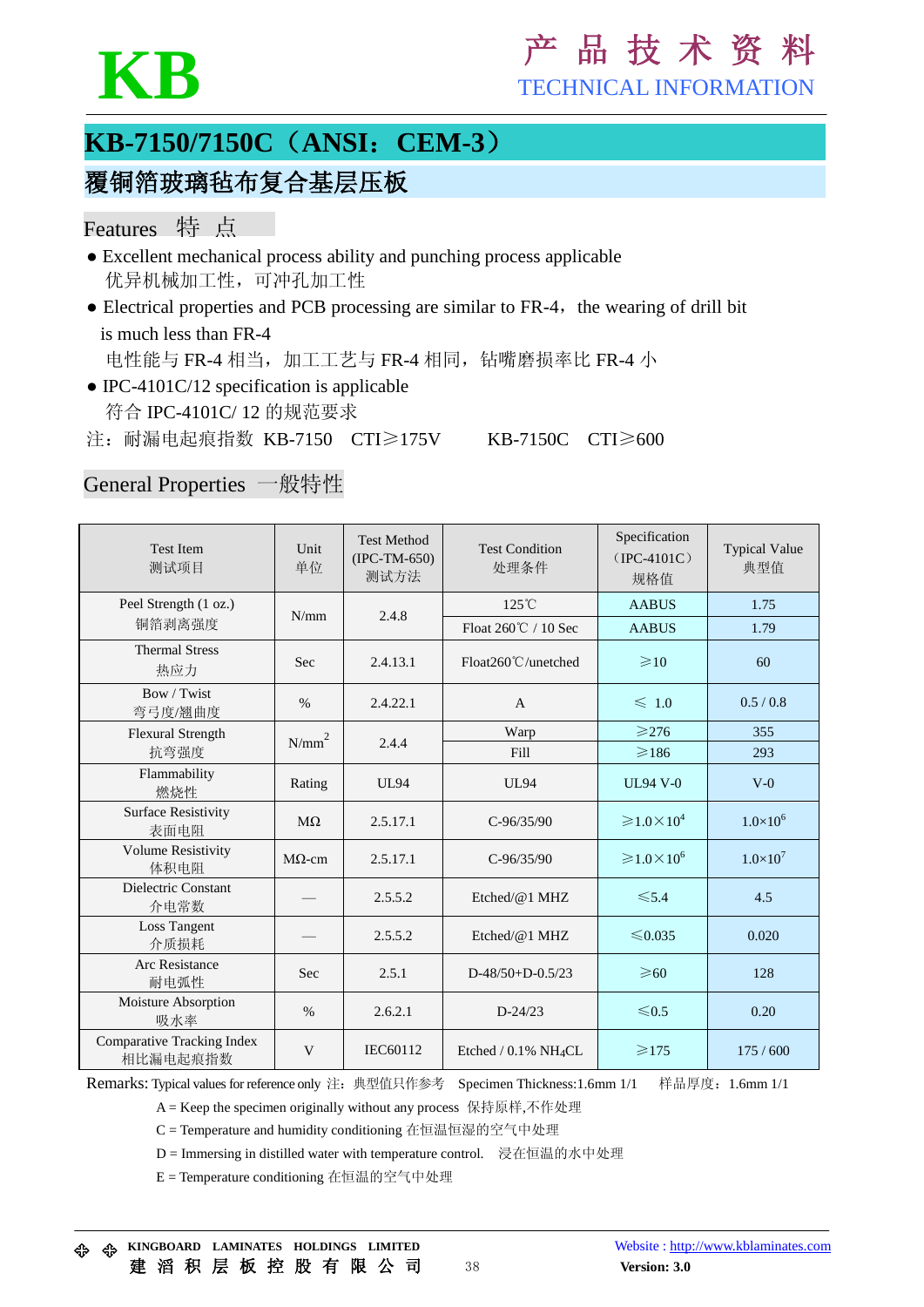# KB-7150/7150C（ANSI：CEM-3）

## 覆铜箔玻璃毡布复合基层压板

### Features 特 点

- Excellent mechanical process ability and punching process applicable
  优异机械加工性，可冲孔加工性
- Electrical properties and PCB processing are similar to FR-4，the wearing of drill bit is much less than FR-4
  电性能与 FR-4 相当，加工工艺与 FR-4 相同，钻嘴磨损率比 FR-4 小
- IPC-4101C/12 specification is applicable
  符合 IPC-4101C/ 12 的规范要求

注：耐漏电起痕指数 KB-7150 CTI≥175V KB-7150C CTI≥600

### General Properties 一般特性

| Test Item 测试项目 | Unit 单位 | Test Method (IPC-TM-650) 测试方法 | Test Condition 处理条件 | Specification （IPC-4101C） 规格值 | Typical Value 典型值 |
|---|---|---|---|---|---|
| Peel Strength (1 oz.) 铜箔剥离强度 | N/mm | 2.4.8 | 125℃ | AABUS | 1.75 |
| | | | Float 260℃ / 10 Sec | AABUS | 1.79 |
| Thermal Stress 热应力 | Sec | 2.4.13.1 | Float260℃/unetched | ≥10 | 60 |
| Bow / Twist 弯弓度/翘曲度 | % | 2.4.22.1 | A | ≤ 1.0 | 0.5 / 0.8 |
| Flexural Strength 抗弯强度 | $N/mm^2$ | 2.4.4 | Warp | ≥276 | 355 |
| | | | Fill | ≥186 | 293 |
| Flammability 燃烧性 | Rating | UL94 | UL94 | UL94 V-0 | V-0 |
| Surface Resistivity 表面电阻 | MΩ | 2.5.17.1 | C-96/35/90 | $\geq 1.0\times10^4$ | $1.0\times10^6$ |
| Volume Resistivity 体积电阻 | MΩ-cm | 2.5.17.1 | C-96/35/90 | $\geq 1.0\times10^6$ | $1.0\times10^7$ |
| Dielectric Constant 介电常数 | — | 2.5.5.2 | Etched/@1 MHZ | ≤5.4 | 4.5 |
| Loss Tangent 介质损耗 | — | 2.5.5.2 | Etched/@1 MHZ | ≤0.035 | 0.020 |
| Arc Resistance 耐电弧性 | Sec | 2.5.1 | D-48/50+D-0.5/23 | ≥60 | 128 |
| Moisture Absorption 吸水率 | % | 2.6.2.1 | D-24/23 | ≤0.5 | 0.20 |
| Comparative Tracking Index 相比漏电起痕指数 | V | IEC60112 | Etched / 0.1% $NH_4CL$ | ≥175 | 175 / 600 |

Remarks: Typical values for reference only 注：典型值只作参考 Specimen Thickness:1.6mm 1/1 样品厚度：1.6mm 1/1

A = Keep the specimen originally without any process 保持原样,不作处理

C = Temperature and humidity conditioning 在恒温恒湿的空气中处理

D = Immersing in distilled water with temperature control. 浸在恒温的水中处理

E = Temperature conditioning 在恒温的空气中处理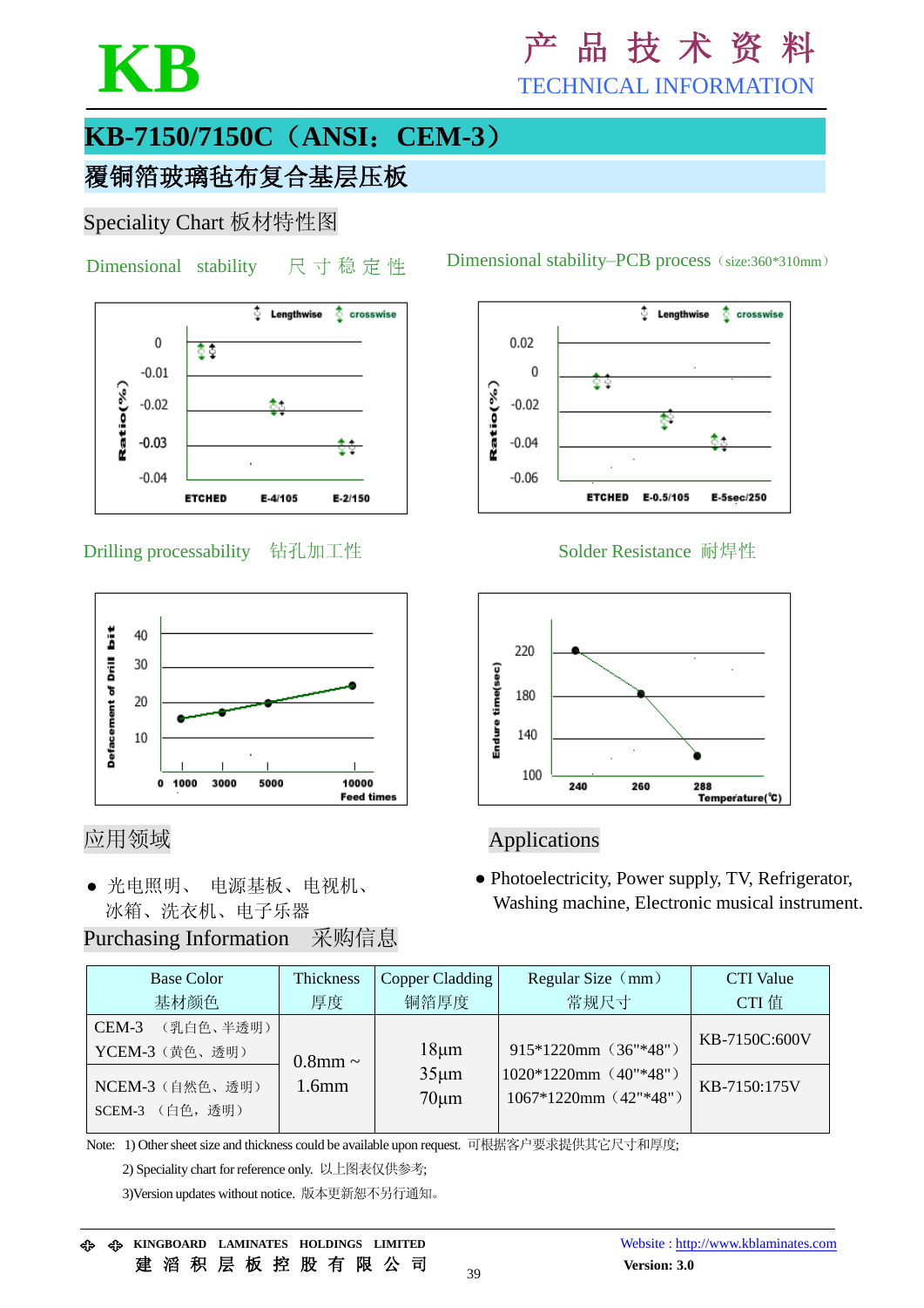# KB-7150/7150C（ANSI：CEM-3）

## 覆铜箔玻璃毡布复合基层压板

### Speciality Chart 板材特性图

Dimensional stability 尺寸稳定性

Lengthwise crosswise

Ratio(%)

0
-0.01
-0.02
-0.03
-0.04

ETCHED E-4/105 E-2/150

Dimensional stability–PCB process（size:360*310mm）

Lengthwise crosswise

Ratio(%)

0.02
0
-0.02
-0.04
-0.06

ETCHED E-0.5/105 E-5sec/250

Drilling processability 钻孔加工性

Defacement of Drill bit

40
30
20
10

0 1000 3000 5000 10000

Feed times

Solder Resistance 耐焊性

Endure time(sec)

220
180
140
100

240 260 288

Temperature(℃)

### 应用领域

- 光电照明、 电源基板、电视机、冰箱、洗衣机、电子乐器

### Applications

- Photoelectricity, Power supply, TV, Refrigerator, Washing machine, Electronic musical instrument.

### Purchasing Information 采购信息

| Base Color 基材颜色 | Thickness 厚度 | Copper Cladding 铜箔厚度 | Regular Size（mm） 常规尺寸 | CTI Value CTI 值 |
|---|---|---|---|---|
| CEM-3 （乳白色、半透明） YCEM-3（黄色、透明） | 0.8mm ~ 1.6mm | 18µm 35µm 70µm | 915*1220mm（36"*48"） 1020*1220mm（40"*48"） 1067*1220mm（42"*48"） | KB-7150C:600V |
| NCEM-3（自然色、透明） SCEM-3 （白色，透明） | | | | KB-7150:175V |

Note: 1) Other sheet size and thickness could be available upon request. 可根据客户要求提供其它尺寸和厚度;

2) Speciality chart for reference only. 以上图表仅供参考;

3)Version updates without notice. 版本更新恕不另行通知。